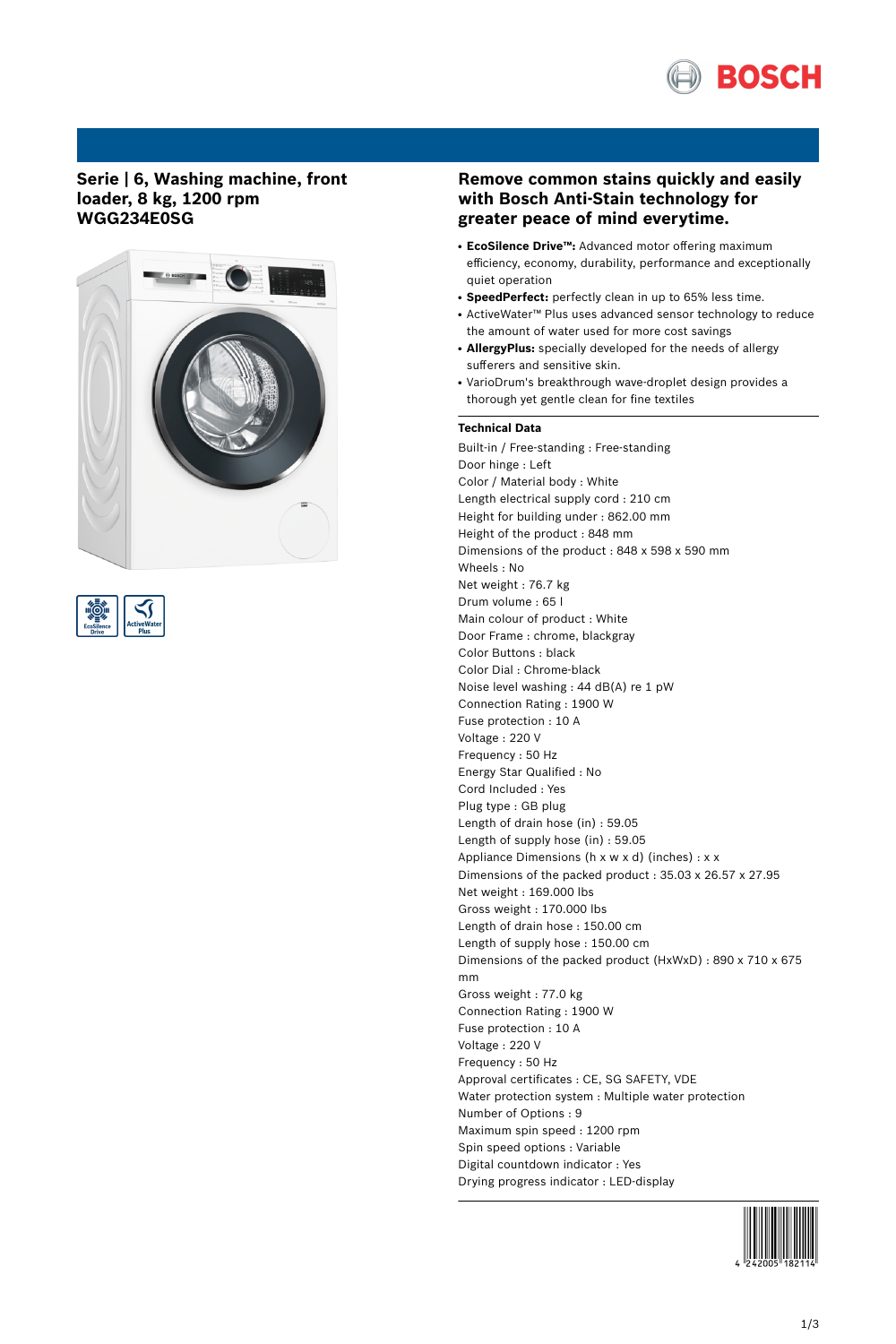## Serie | 6, Washing machine, front loader, 8 kg, 1200 rpm WGG234E0SG

## Remove common stains quickly and easily with Bosch Anti-Stain technology for greater peace of mind everytime.

- **EcoSilence Drive™:** Advanced motor offering maximum efficiency, economy, durability, performance and exceptionally quiet operation
- **SpeedPerfect:** perfectly clean in up to 65% less time.
- ActiveWater™ Plus uses advanced sensor technology to reduce the amount of water used for more cost savings
- **AllergyPlus:** specially developed for the needs of allergy sufferers and sensitive skin.
- VarioDrum's breakthrough wave-droplet design provides a thorough yet gentle clean for fine textiles

### Technical Data

Built-in / Free-standing : Free-standing
Door hinge : Left
Color / Material body : White
Length electrical supply cord : 210 cm
Height for building under : 862.00 mm
Height of the product : 848 mm
Dimensions of the product : 848 x 598 x 590 mm
Wheels : No
Net weight : 76.7 kg
Drum volume : 65 l
Main colour of product : White
Door Frame : chrome, blackgray
Color Buttons : black
Color Dial : Chrome-black
Noise level washing : 44 dB(A) re 1 pW
Connection Rating : 1900 W
Fuse protection : 10 A
Voltage : 220 V
Frequency : 50 Hz
Energy Star Qualified : No
Cord Included : Yes
Plug type : GB plug
Length of drain hose (in) : 59.05
Length of supply hose (in) : 59.05
Appliance Dimensions (h x w x d) (inches) : x x
Dimensions of the packed product : 35.03 x 26.57 x 27.95
Net weight : 169.000 lbs
Gross weight : 170.000 lbs
Length of drain hose : 150.00 cm
Length of supply hose : 150.00 cm
Dimensions of the packed product (HxWxD) : 890 x 710 x 675 mm
Gross weight : 77.0 kg
Connection Rating : 1900 W
Fuse protection : 10 A
Voltage : 220 V
Frequency : 50 Hz
Approval certificates : CE, SG SAFETY, VDE
Water protection system : Multiple water protection
Number of Options : 9
Maximum spin speed : 1200 rpm
Spin speed options : Variable
Digital countdown indicator : Yes
Drying progress indicator : LED-display

4 242005 182114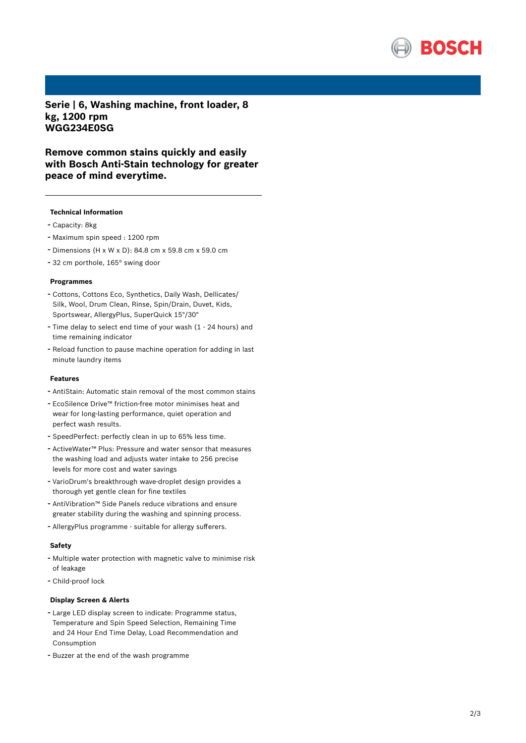# Serie | 6, Washing machine, front loader, 8 kg, 1200 rpm
# WGG234E0SG

## Remove common stains quickly and easily with Bosch Anti-Stain technology for greater peace of mind everytime.

---

### Technical Information

- Capacity: 8kg
- Maximum spin speed : 1200 rpm
- Dimensions (H x W x D): 84.8 cm x 59.8 cm x 59.0 cm
- 32 cm porthole, 165° swing door

### Programmes

- Cottons, Cottons Eco, Synthetics, Daily Wash, Dellicates/ Silk, Wool, Drum Clean, Rinse, Spin/Drain, Duvet, Kids, Sportswear, AllergyPlus, SuperQuick 15"/30"
- Time delay to select end time of your wash (1 - 24 hours) and time remaining indicator
- Reload function to pause machine operation for adding in last minute laundry items

### Features

- AntiStain: Automatic stain removal of the most common stains
- EcoSilence Drive™ friction-free motor minimises heat and wear for long-lasting performance, quiet operation and perfect wash results.
- SpeedPerfect: perfectly clean in up to 65% less time.
- ActiveWater™ Plus: Pressure and water sensor that measures the washing load and adjusts water intake to 256 precise levels for more cost and water savings
- VarioDrum's breakthrough wave-droplet design provides a thorough yet gentle clean for fine textiles
- AntiVibration™ Side Panels reduce vibrations and ensure greater stability during the washing and spinning process.
- AllergyPlus programme - suitable for allergy sufferers.

### Safety

- Multiple water protection with magnetic valve to minimise risk of leakage
- Child-proof lock

### Display Screen & Alerts

- Large LED display screen to indicate: Programme status, Temperature and Spin Speed Selection, Remaining Time and 24 Hour End Time Delay, Load Recommendation and Consumption
- Buzzer at the end of the wash programme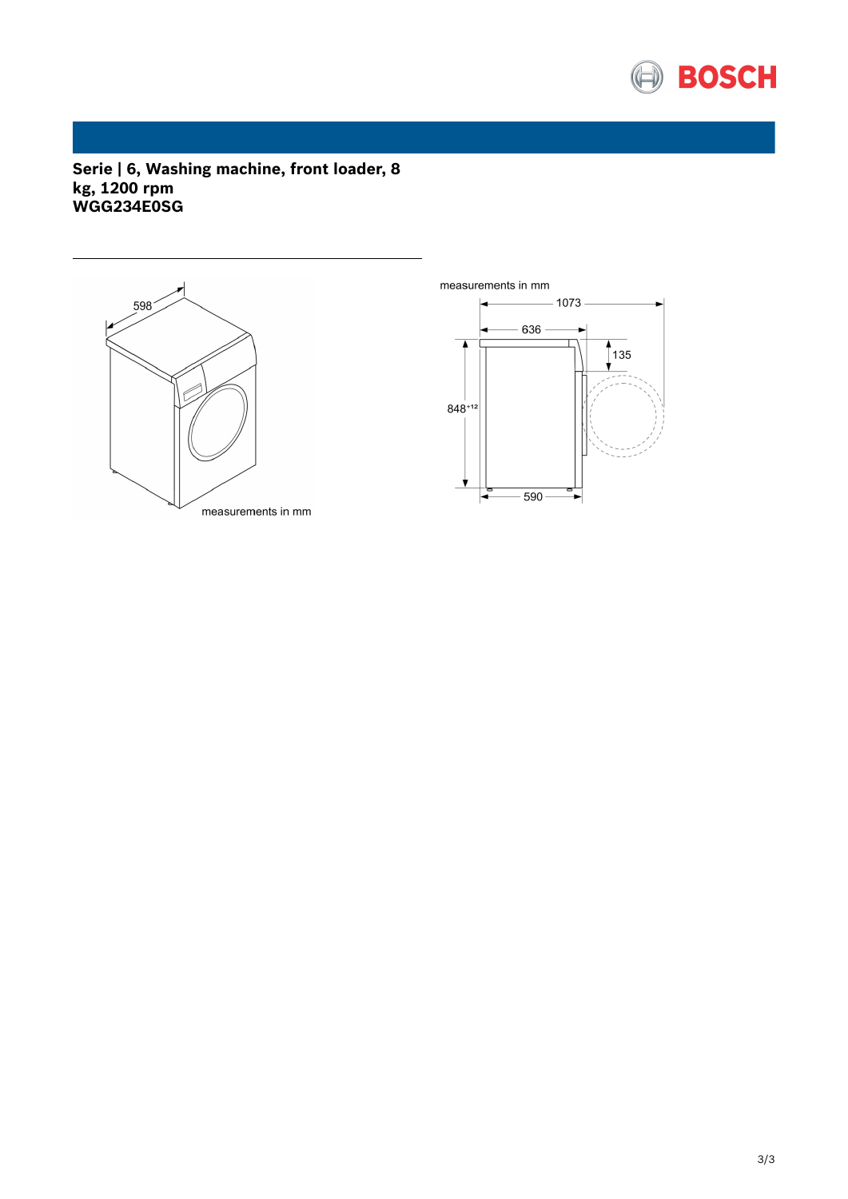**Serie | 6, Washing machine, front loader, 8 kg, 1200 rpm**
**WGG234E0SG**

598

measurements in mm

measurements in mm

1073

636

135

848$^{+12}$

590